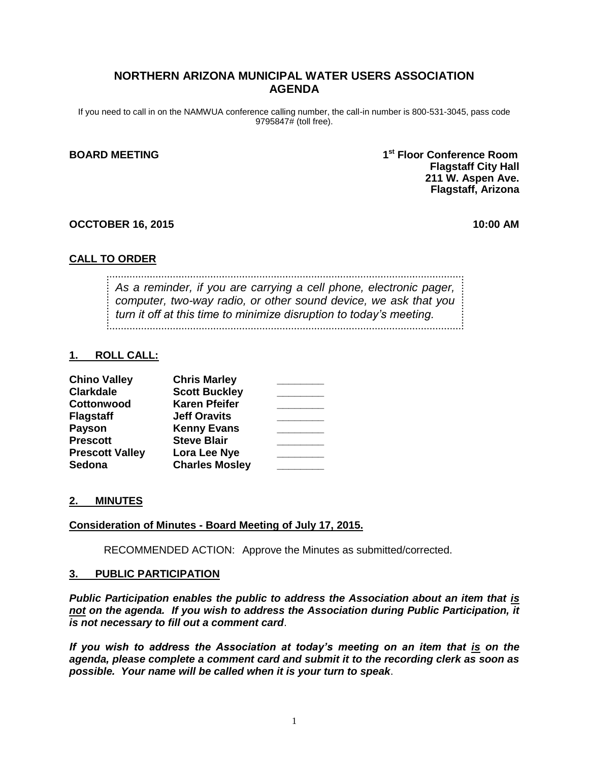# NORTHERN ARIZONA MUNICIPAL WATER USERS ASSOCIATION AGENDA

If you need to call in on the NAMWUA conference calling number, the call-in number is 800-531-3045, pass code 9795847# (toll free).

**BOARD MEETING**

**1st Floor Conference Room**
**Flagstaff City Hall**
**211 W. Aspen Ave.**
**Flagstaff, Arizona**

**OCCTOBER 16, 2015** **10:00 AM**

## CALL TO ORDER

*As a reminder, if you are carrying a cell phone, electronic pager, computer, two-way radio, or other sound device, we ask that you turn it off at this time to minimize disruption to today's meeting.*

## 1. ROLL CALL:

| | | |
|---|---|---|
| **Chino Valley** | **Chris Marley** | ________ |
| **Clarkdale** | **Scott Buckley** | ________ |
| **Cottonwood** | **Karen Pfeifer** | ________ |
| **Flagstaff** | **Jeff Oravits** | ________ |
| **Payson** | **Kenny Evans** | ________ |
| **Prescott** | **Steve Blair** | ________ |
| **Prescott Valley** | **Lora Lee Nye** | ________ |
| **Sedona** | **Charles Mosley** | ________ |

## 2. MINUTES

**Consideration of Minutes - Board Meeting of July 17, 2015.**

RECOMMENDED ACTION: Approve the Minutes as submitted/corrected.

## 3. PUBLIC PARTICIPATION

***Public Participation enables the public to address the Association about an item that is not on the agenda. If you wish to address the Association during Public Participation, it is not necessary to fill out a comment card*.**

***If you wish to address the Association at today's meeting on an item that is on the agenda, please complete a comment card and submit it to the recording clerk as soon as possible. Your name will be called when it is your turn to speak*.**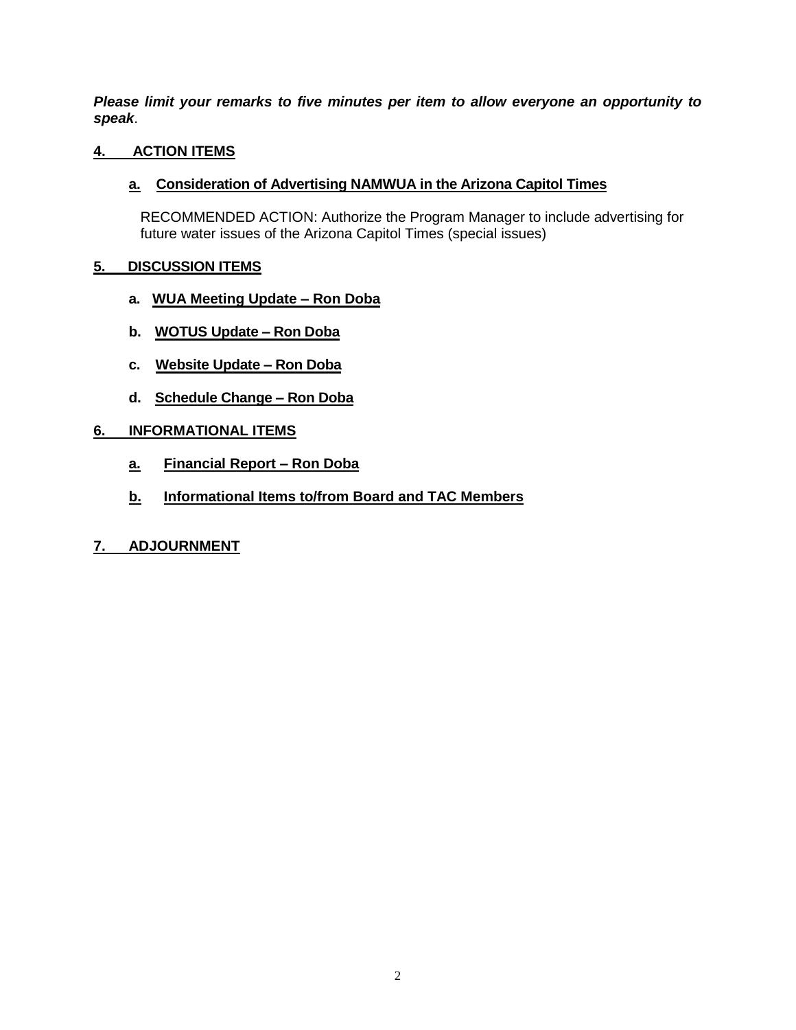***Please limit your remarks to five minutes per item to allow everyone an opportunity to speak***.

## 4. ACTION ITEMS

### a. Consideration of Advertising NAMWUA in the Arizona Capitol Times

RECOMMENDED ACTION: Authorize the Program Manager to include advertising for future water issues of the Arizona Capitol Times (special issues)

## 5. DISCUSSION ITEMS

**a. WUA Meeting Update – Ron Doba**

**b. WOTUS Update – Ron Doba**

**c. Website Update – Ron Doba**

**d. Schedule Change – Ron Doba**

## 6. INFORMATIONAL ITEMS

**a. Financial Report – Ron Doba**

**b. Informational Items to/from Board and TAC Members**

## 7. ADJOURNMENT